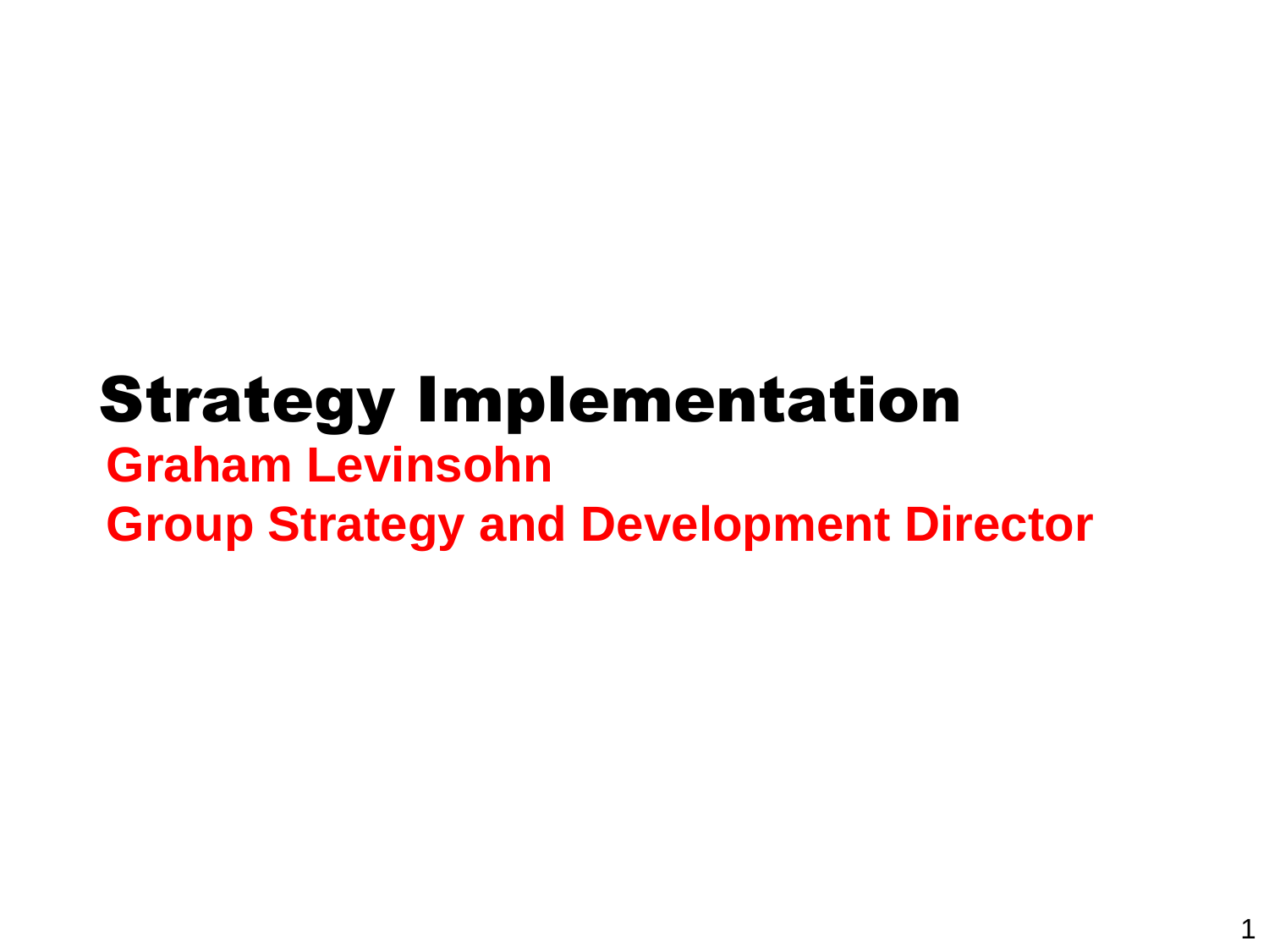# Strategy Implementation

**Graham Levinsohn**

**Group Strategy and Development Director**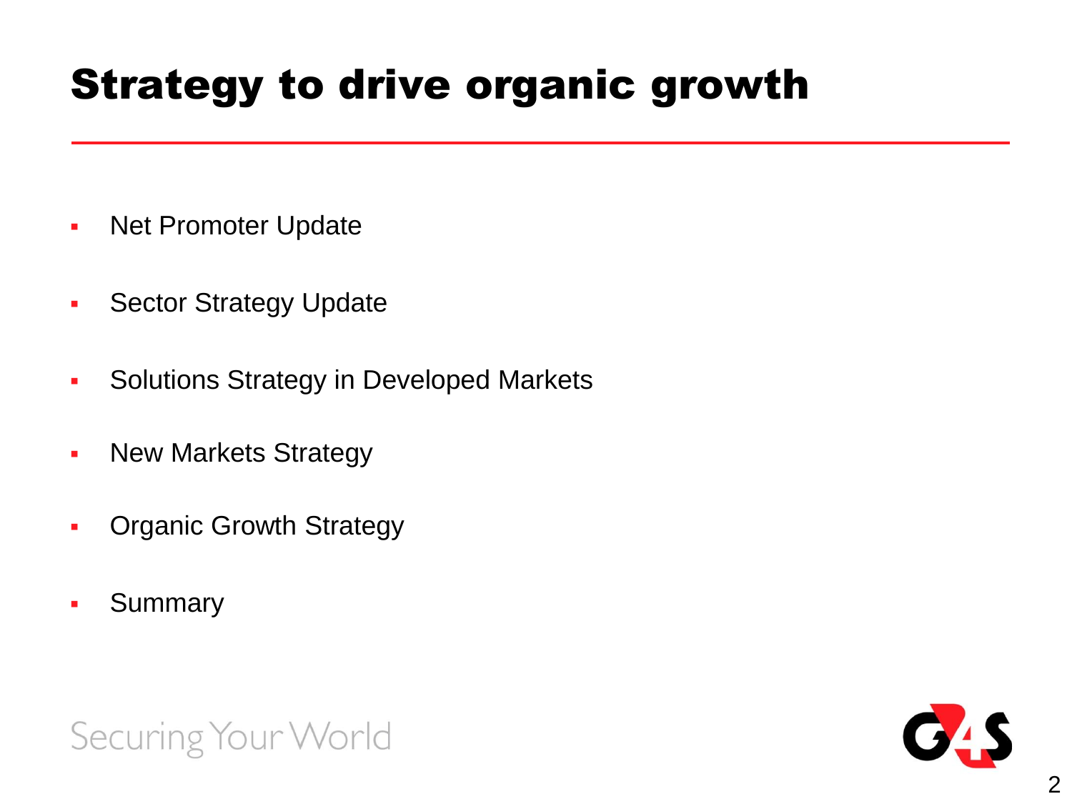# Strategy to drive organic growth

- Net Promoter Update
- Sector Strategy Update
- Solutions Strategy in Developed Markets
- New Markets Strategy
- Organic Growth Strategy
- Summary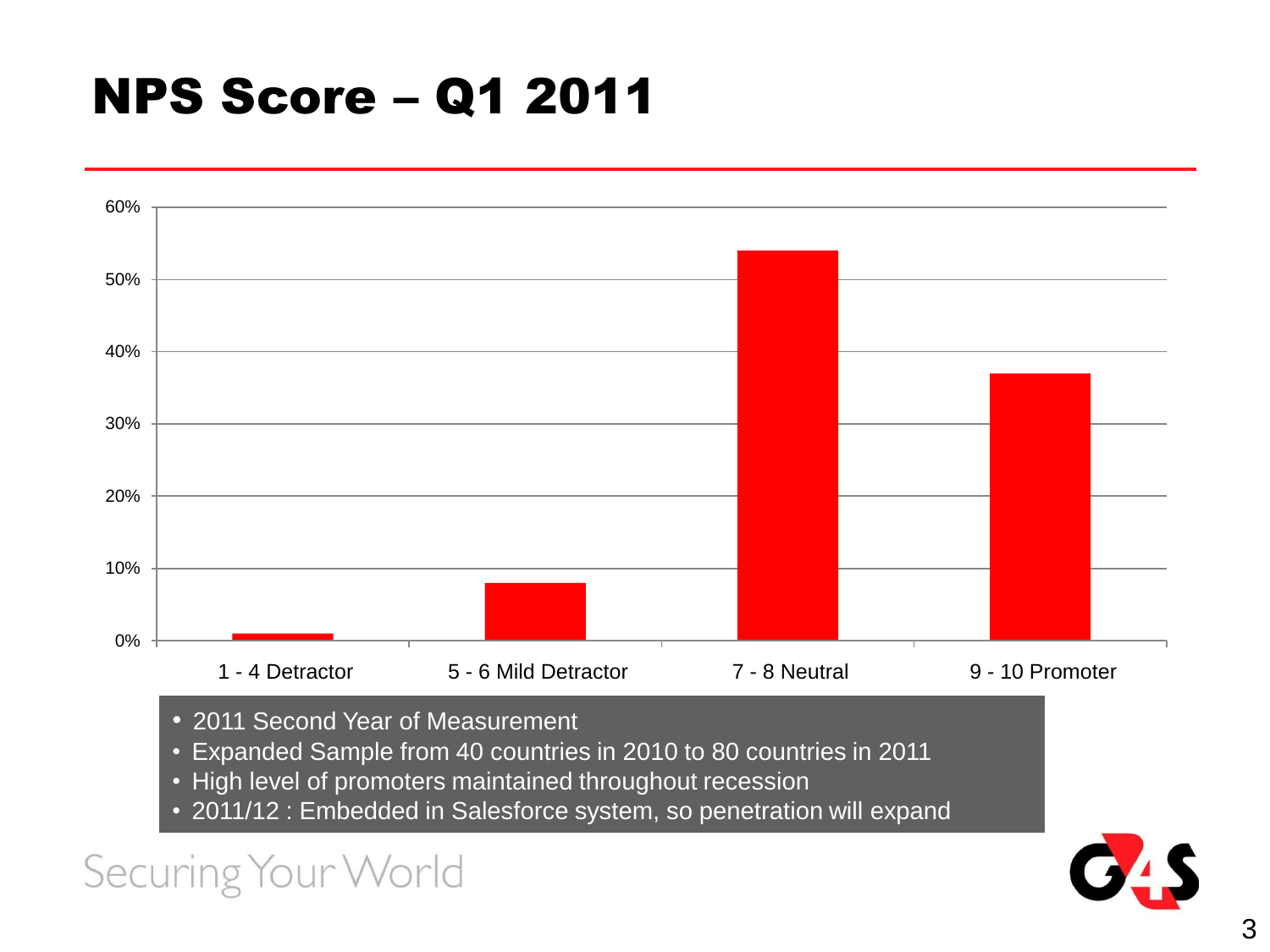# NPS Score – Q1 2011

| Category | Percentage |
|---|---|
| 1 - 4 Detractor | ~1% |
| 5 - 6 Mild Detractor | ~8% |
| 7 - 8 Neutral | ~54% |
| 9 - 10 Promoter | ~37% |

- 2011 Second Year of Measurement
- Expanded Sample from 40 countries in 2010 to 80 countries in 2011
- High level of promoters maintained throughout recession
- 2011/12 : Embedded in Salesforce system, so penetration will expand

Securing Your World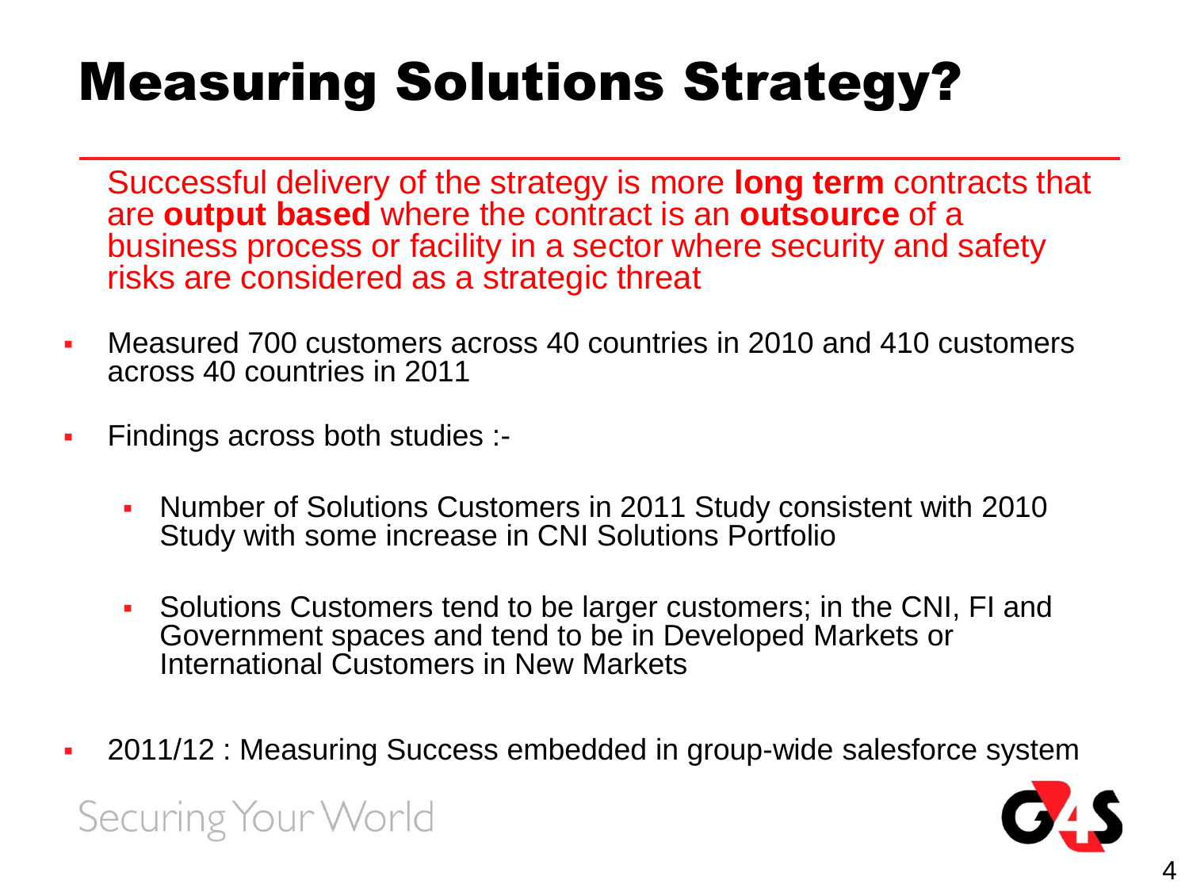# Measuring Solutions Strategy?

Successful delivery of the strategy is more **long term** contracts that are **output based** where the contract is an **outsource** of a business process or facility in a sector where security and safety risks are considered as a strategic threat

- Measured 700 customers across 40 countries in 2010 and 410 customers across 40 countries in 2011
- Findings across both studies :-
  - Number of Solutions Customers in 2011 Study consistent with 2010 Study with some increase in CNI Solutions Portfolio
  - Solutions Customers tend to be larger customers; in the CNI, FI and Government spaces and tend to be in Developed Markets or International Customers in New Markets
- 2011/12 : Measuring Success embedded in group-wide salesforce system

Securing Your World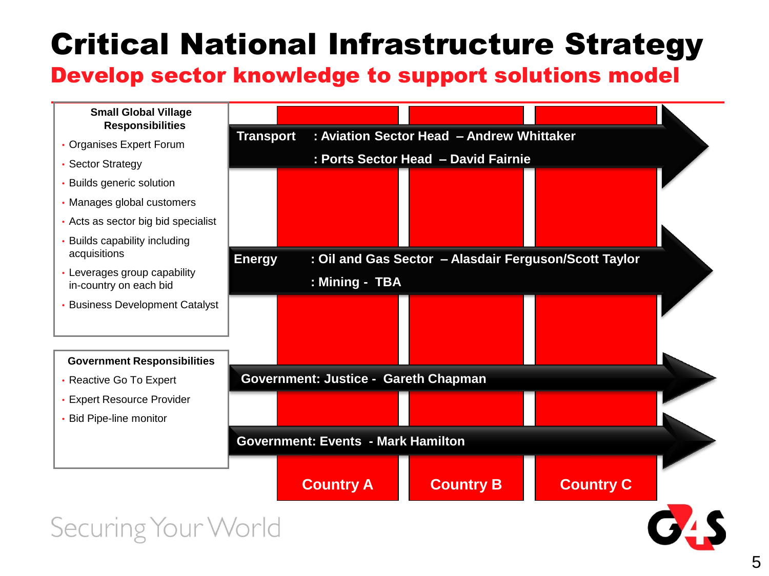# Critical National Infrastructure Strategy

## Develop sector knowledge to support solutions model

**Small Global Village Responsibilities**

- Organises Expert Forum
- Sector Strategy
- Builds generic solution
- Manages global customers
- Acts as sector big bid specialist
- Builds capability including acquisitions
- Leverages group capability in-country on each bid
- Business Development Catalyst

**Government Responsibilities**

- Reactive Go To Expert
- Expert Resource Provider
- Bid Pipe-line monitor

**Transport** : Aviation Sector Head – Andrew Whittaker
: Ports Sector Head – David Fairnie

**Energy** : Oil and Gas Sector – Alasdair Ferguson/Scott Taylor
: Mining - TBA

**Government: Justice - Gareth Chapman**

**Government: Events - Mark Hamilton**

**Country A** | **Country B** | **Country C**

Securing Your World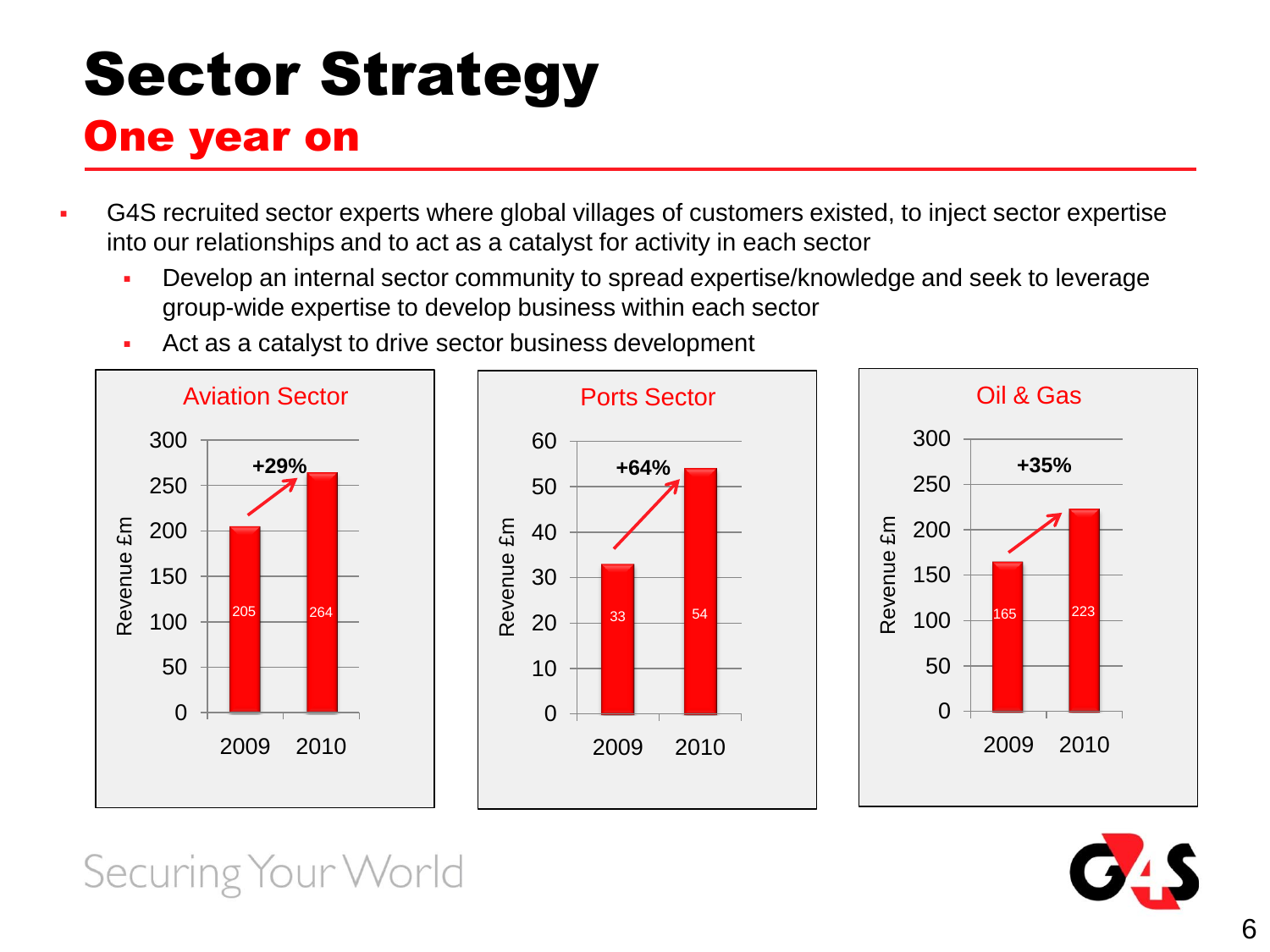# Sector Strategy

## One year on

- G4S recruited sector experts where global villages of customers existed, to inject sector expertise into our relationships and to act as a catalyst for activity in each sector
  - Develop an internal sector community to spread expertise/knowledge and seek to leverage group-wide expertise to develop business within each sector
  - Act as a catalyst to drive sector business development

**Aviation Sector** (Revenue £m)

| Year | Revenue £m |
| --- | --- |
| 2009 | 205 |
| 2010 | 264 |

+29%

**Ports Sector** (Revenue £m)

| Year | Revenue £m |
| --- | --- |
| 2009 | 33 |
| 2010 | 54 |

+64%

**Oil & Gas** (Revenue £m)

| Year | Revenue £m |
| --- | --- |
| 2009 | 165 |
| 2010 | 223 |

+35%

Securing Your World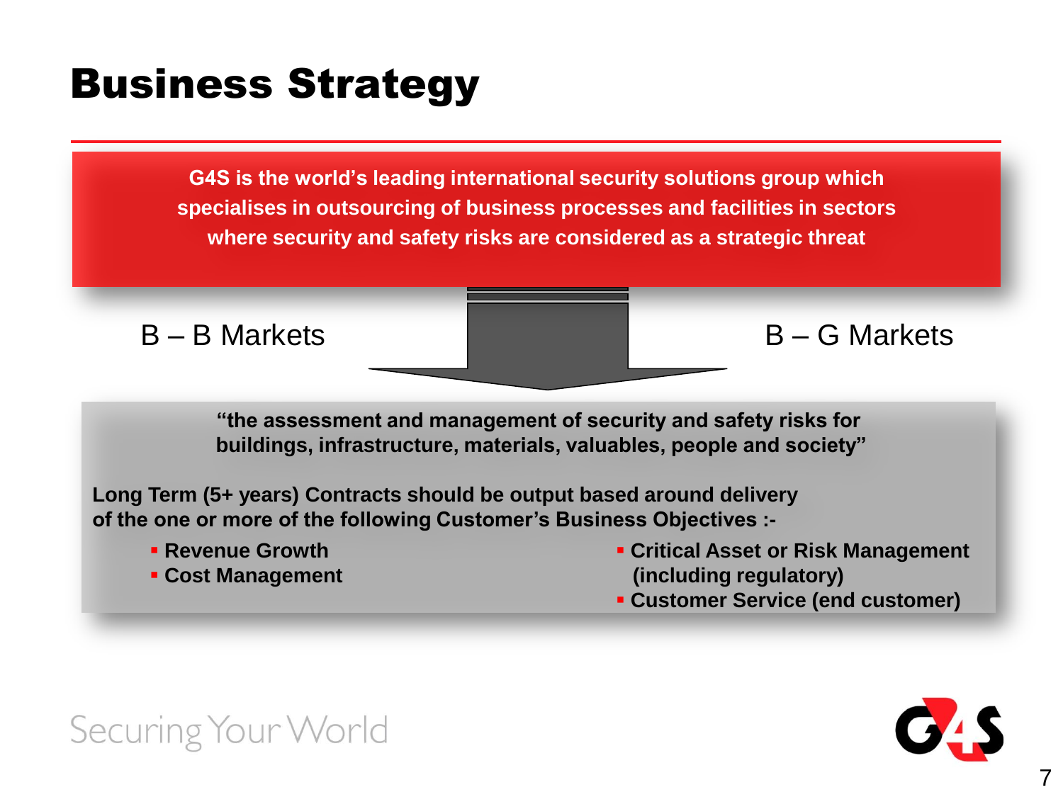# Business Strategy

**G4S is the world's leading international security solutions group which specialises in outsourcing of business processes and facilities in sectors where security and safety risks are considered as a strategic threat**

B – B Markets

B – G Markets

**"the assessment and management of security and safety risks for buildings, infrastructure, materials, valuables, people and society"**

**Long Term (5+ years) Contracts should be output based around delivery of the one or more of the following Customer's Business Objectives :-**

- **Revenue Growth**
- **Cost Management**
- **Critical Asset or Risk Management (including regulatory)**
- **Customer Service (end customer)**

Securing Your World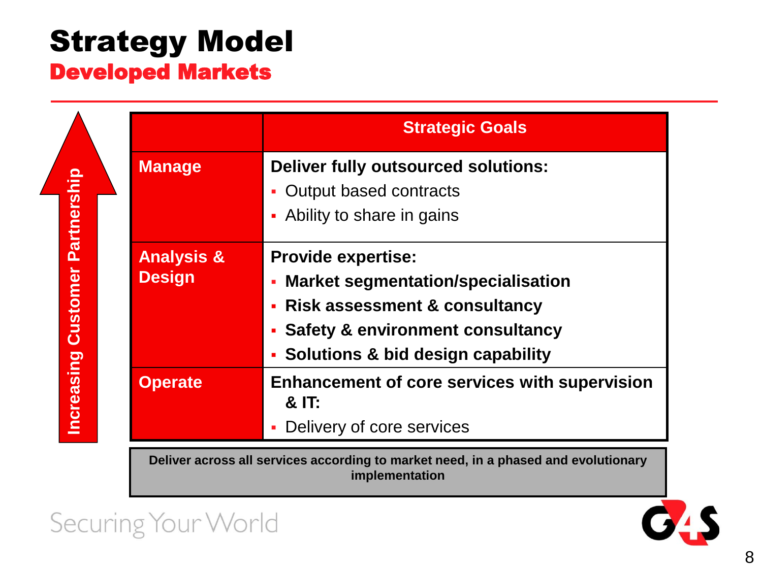# Strategy Model

## Developed Markets

Increasing Customer Partnership

| | Strategic Goals |
|---|---|
| **Manage** | **Deliver fully outsourced solutions:**<br>- Output based contracts<br>- Ability to share in gains |
| **Analysis & Design** | **Provide expertise:**<br>- **Market segmentation/specialisation**<br>- **Risk assessment & consultancy**<br>- **Safety & environment consultancy**<br>- **Solutions & bid design capability** |
| **Operate** | **Enhancement of core services with supervision & IT:**<br>- Delivery of core services |

**Deliver across all services according to market need, in a phased and evolutionary implementation**

Securing Your World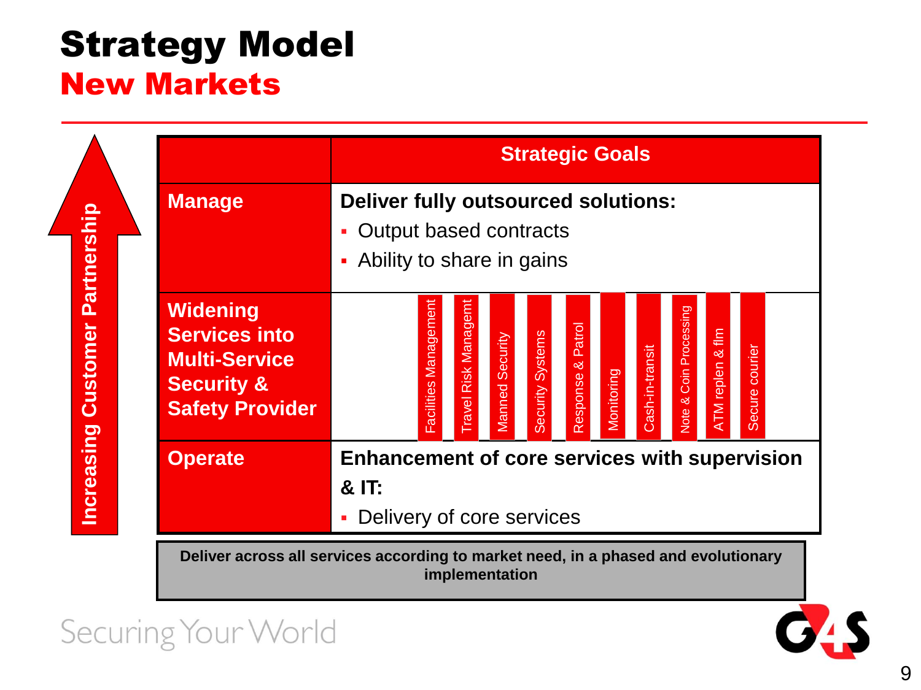# Strategy Model

## New Markets

Increasing Customer Partnership

| | Strategic Goals |
|---|---|
| **Manage** | **Deliver fully outsourced solutions:**<br>- Output based contracts<br>- Ability to share in gains |
| **Widening Services into Multi-Service Security & Safety Provider** | Facilities Management · Travel Risk Managemt · Manned Security · Security Systems · Response & Patrol · Monitoring · Cash-in-transit · Note & Coin Processing · ATM replen & flm · Secure courier |
| **Operate** | **Enhancement of core services with supervision & IT:**<br>- Delivery of core services |

**Deliver across all services according to market need, in a phased and evolutionary implementation**

Securing Your World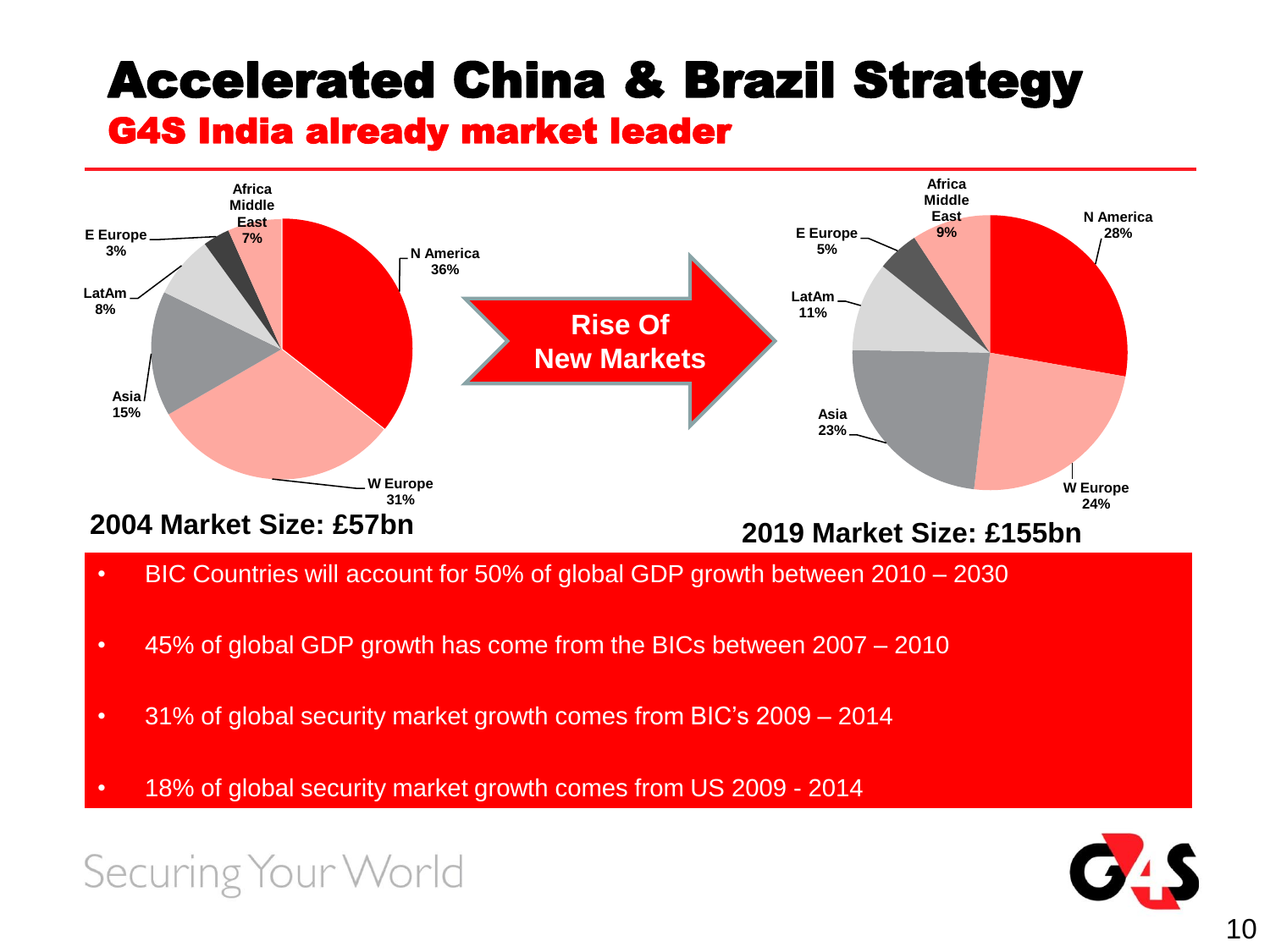# Accelerated China & Brazil Strategy

## G4S India already market leader

**2004 Market Size: £57bn**

| Region | Share |
|---|---|
| N America | 36% |
| W Europe | 31% |
| Asia | 15% |
| LatAm | 8% |
| Africa Middle East | 7% |
| E Europe | 3% |

**Rise Of New Markets**

**2019 Market Size: £155bn**

| Region | Share |
|---|---|
| N America | 28% |
| W Europe | 24% |
| Asia | 23% |
| LatAm | 11% |
| Africa Middle East | 9% |
| E Europe | 5% |

- BIC Countries will account for 50% of global GDP growth between 2010 – 2030
- 45% of global GDP growth has come from the BICs between 2007 – 2010
- 31% of global security market growth comes from BIC's 2009 – 2014
- 18% of global security market growth comes from US 2009 - 2014

Securing Your World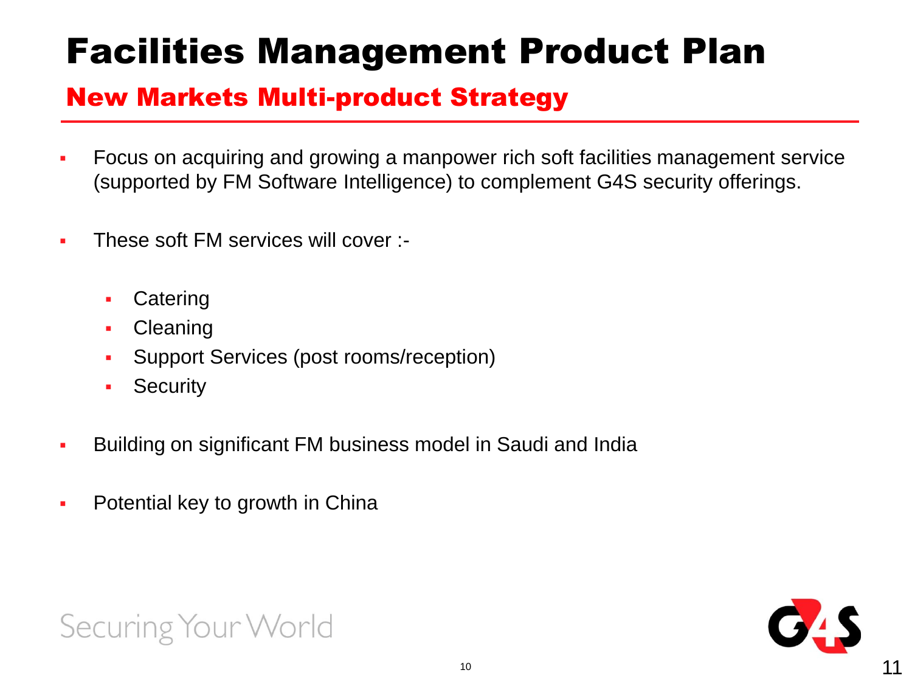# Facilities Management Product Plan

## New Markets Multi-product Strategy

- Focus on acquiring and growing a manpower rich soft facilities management service (supported by FM Software Intelligence) to complement G4S security offerings.
- These soft FM services will cover :-
  - Catering
  - Cleaning
  - Support Services (post rooms/reception)
  - Security
- Building on significant FM business model in Saudi and India
- Potential key to growth in China

Securing Your World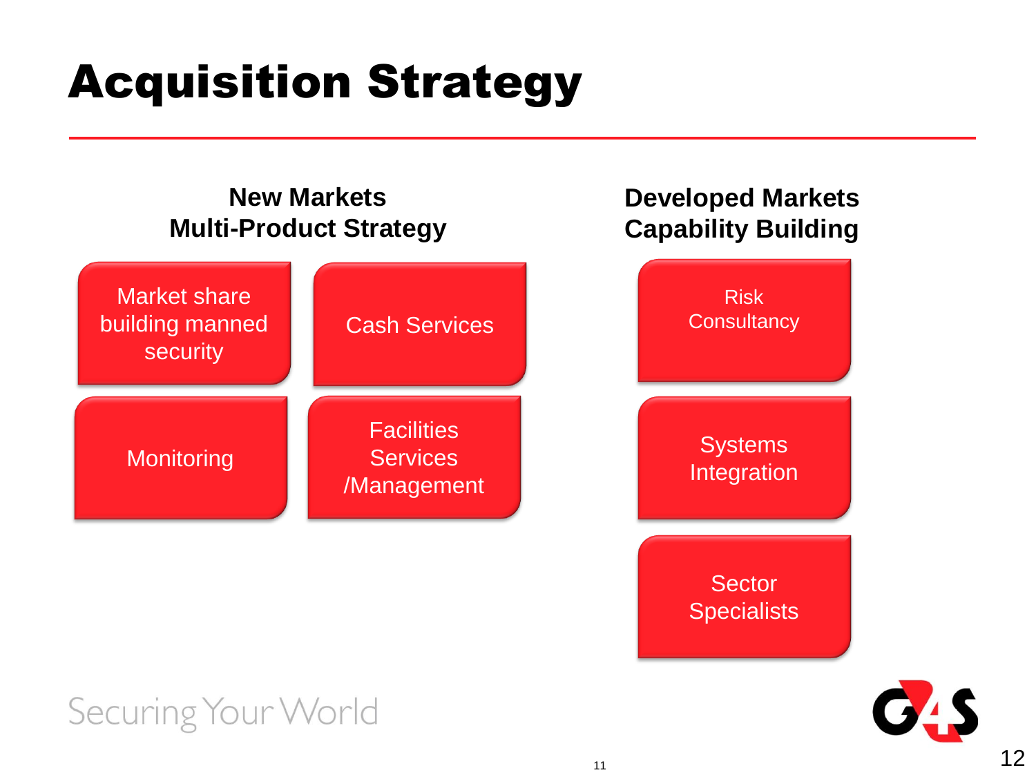# Acquisition Strategy

## New Markets Multi-Product Strategy

- Market share building manned security
- Cash Services
- Monitoring
- Facilities Services /Management

## Developed Markets Capability Building

- Risk Consultancy
- Systems Integration
- Sector Specialists

Securing Your World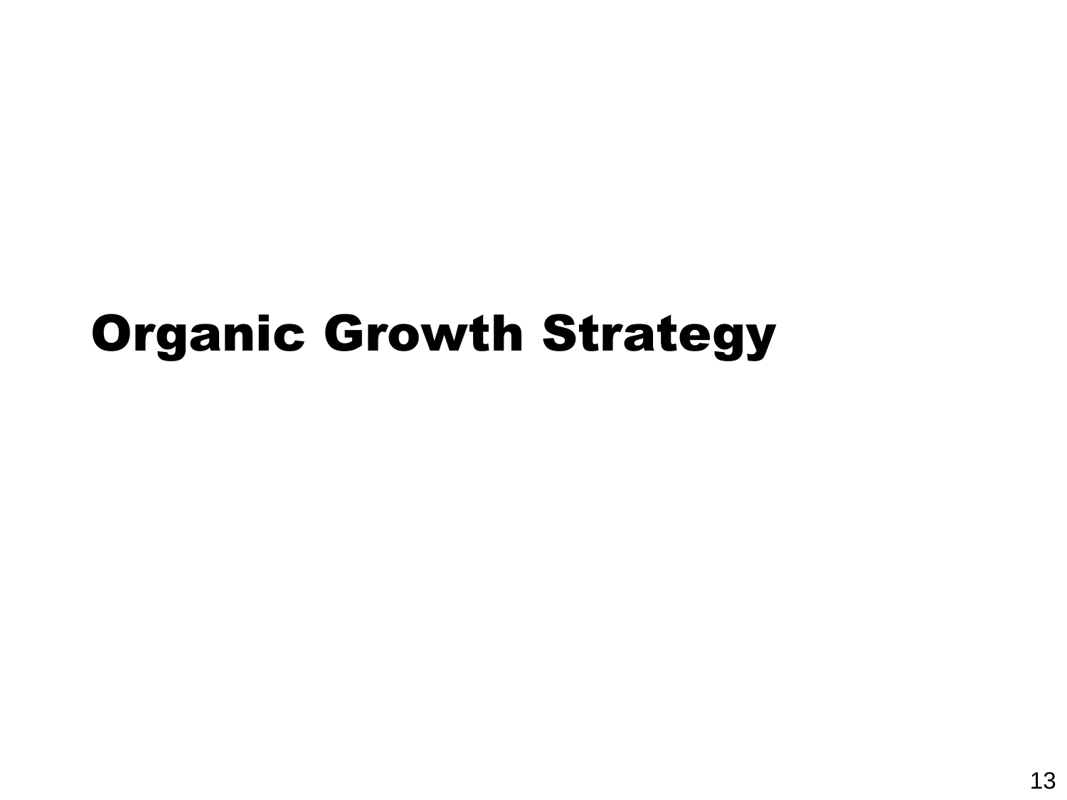# Organic Growth Strategy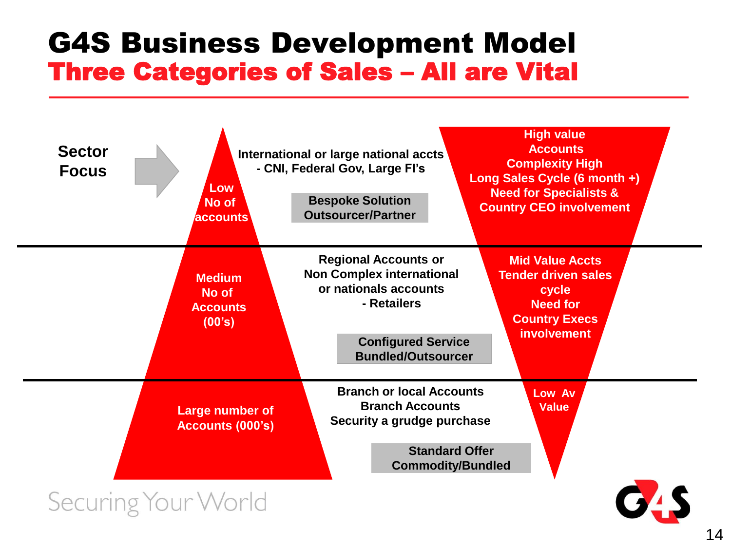# G4S Business Development Model

## Three Categories of Sales – All are Vital

**Sector Focus**

| Number of accounts | Account type | Offer | Value / Sales characteristics |
| --- | --- | --- | --- |
| Low No of accounts | International or large national accts - CNI, Federal Gov, Large FI's | Bespoke Solution Outsourcer/Partner | High value Accounts; Complexity High; Long Sales Cycle (6 month +); Need for Specialists & Country CEO involvement |
| Medium No of Accounts (00's) | Regional Accounts or Non Complex international or nationals accounts - Retailers | Configured Service Bundled/Outsourcer | Mid Value Accts; Tender driven sales cycle; Need for Country Execs involvement |
| Large number of Accounts (000's) | Branch or local Accounts; Branch Accounts; Security a grudge purchase | Standard Offer Commodity/Bundled | Low Av Value |

Securing Your World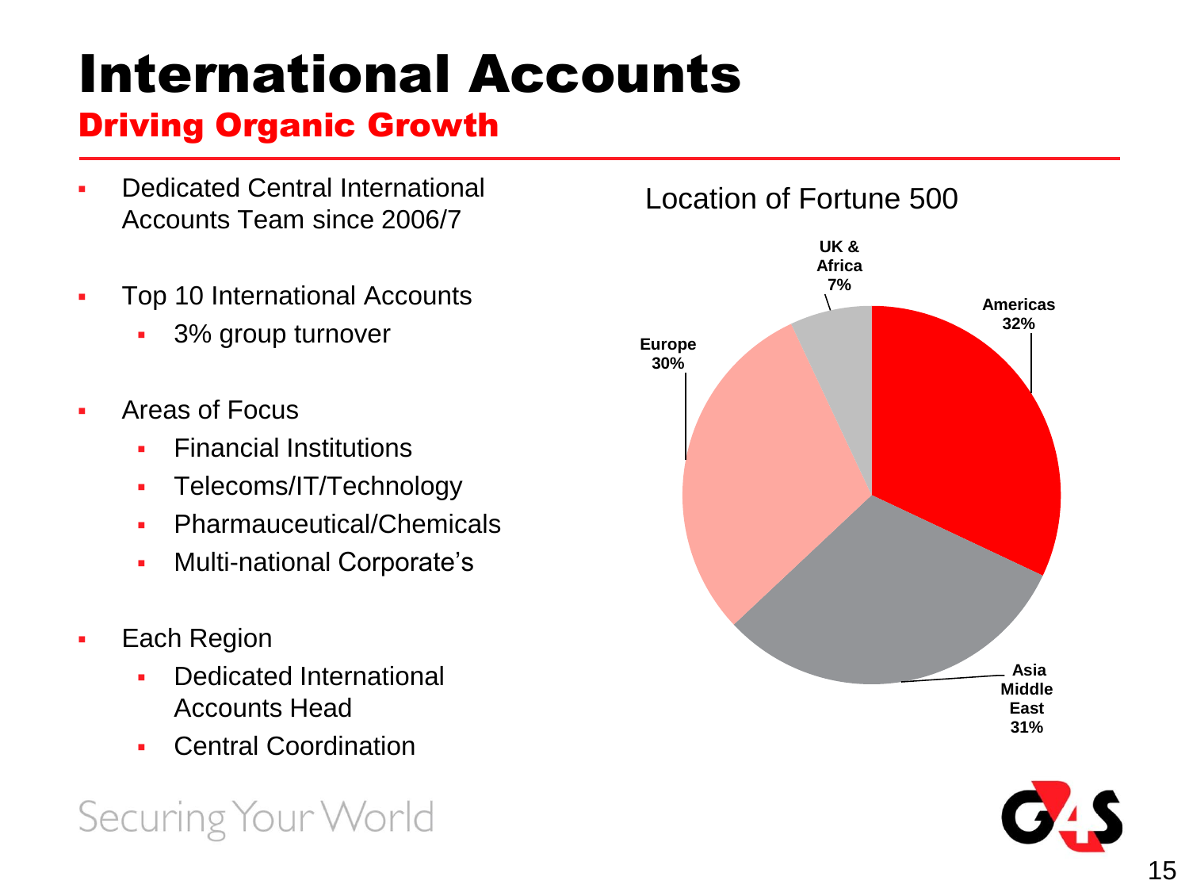# International Accounts

## Driving Organic Growth

- Dedicated Central International Accounts Team since 2006/7
- Top 10 International Accounts
  - 3% group turnover
- Areas of Focus
  - Financial Institutions
  - Telecoms/IT/Technology
  - Pharmauceutical/Chemicals
  - Multi-national Corporate's
- Each Region
  - Dedicated International Accounts Head
  - Central Coordination

**Location of Fortune 500**

| Region | Share |
| --- | --- |
| Americas | 32% |
| Asia Middle East | 31% |
| Europe | 30% |
| UK & Africa | 7% |

Securing Your World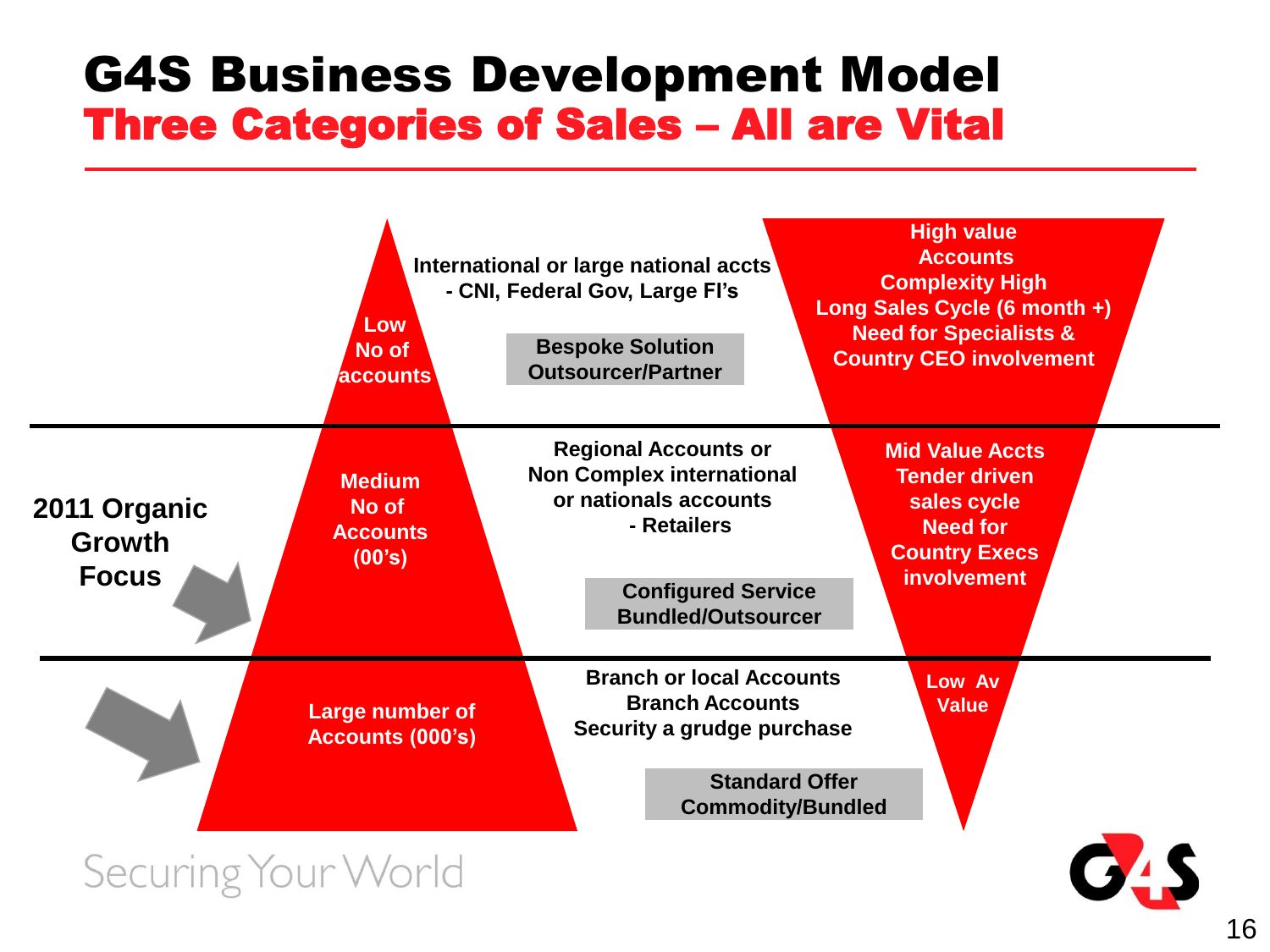# G4S Business Development Model

## Three Categories of Sales – All are Vital

| | Number of Accounts | Account Type | Offer | Value |
|---|---|---|---|---|
| | Low No of accounts | International or large national accts - CNI, Federal Gov, Large FI's | Bespoke Solution Outsourcer/Partner | High value Accounts Complexity High Long Sales Cycle (6 month +) Need for Specialists & Country CEO involvement |
| 2011 Organic Growth Focus | Medium No of Accounts (00's) | Regional Accounts or Non Complex international or nationals accounts - Retailers | Configured Service Bundled/Outsourcer | Mid Value Accts Tender driven sales cycle Need for Country Execs involvement |
| | Large number of Accounts (000's) | Branch or local Accounts Branch Accounts Security a grudge purchase | Standard Offer Commodity/Bundled | Low Av Value |

Securing Your World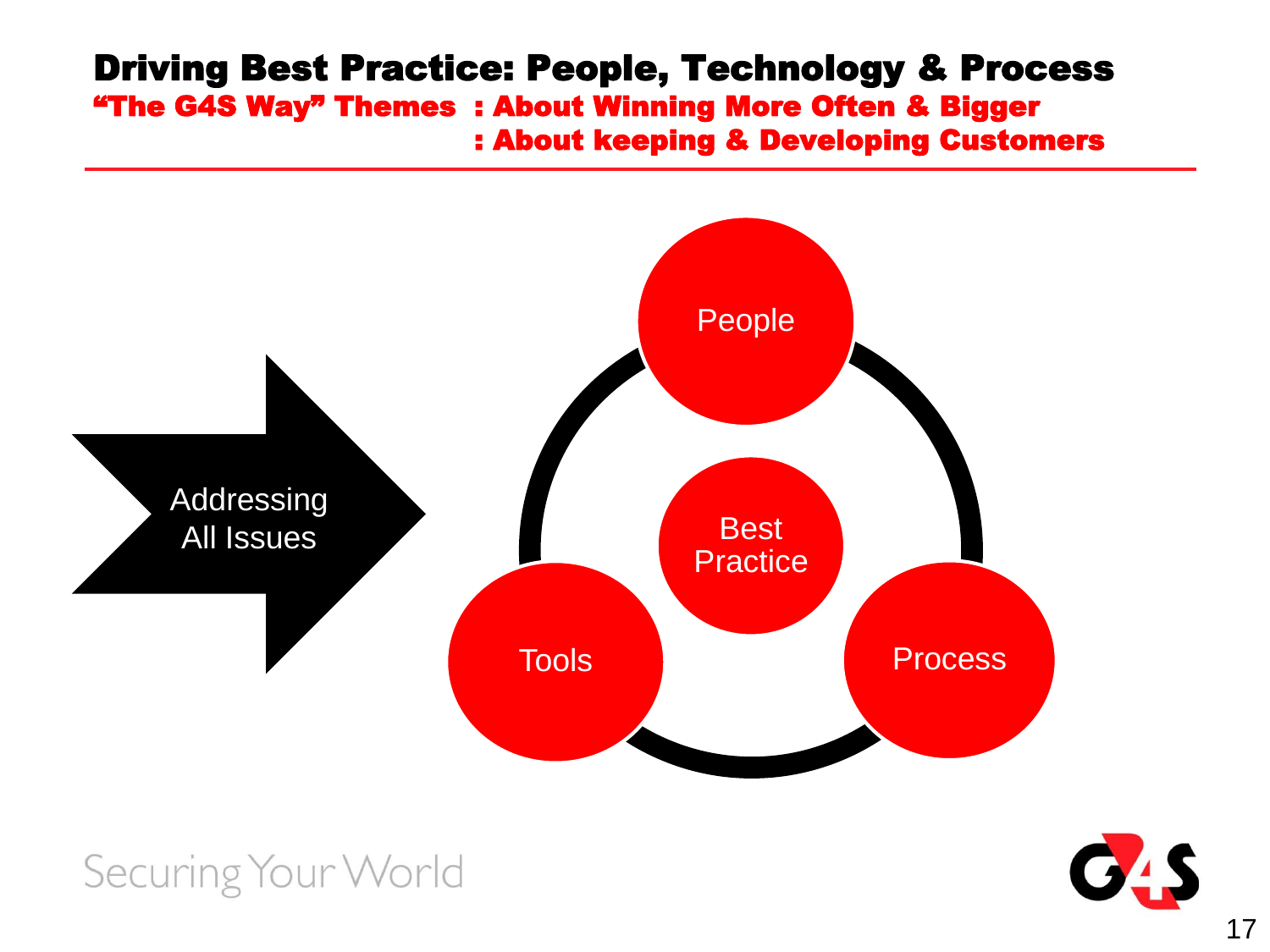# Driving Best Practice: People, Technology & Process

**"The G4S Way" Themes : About Winning More Often & Bigger**

**: About keeping & Developing Customers**

Addressing All Issues

People

Best Practice

Tools

Process

Securing Your World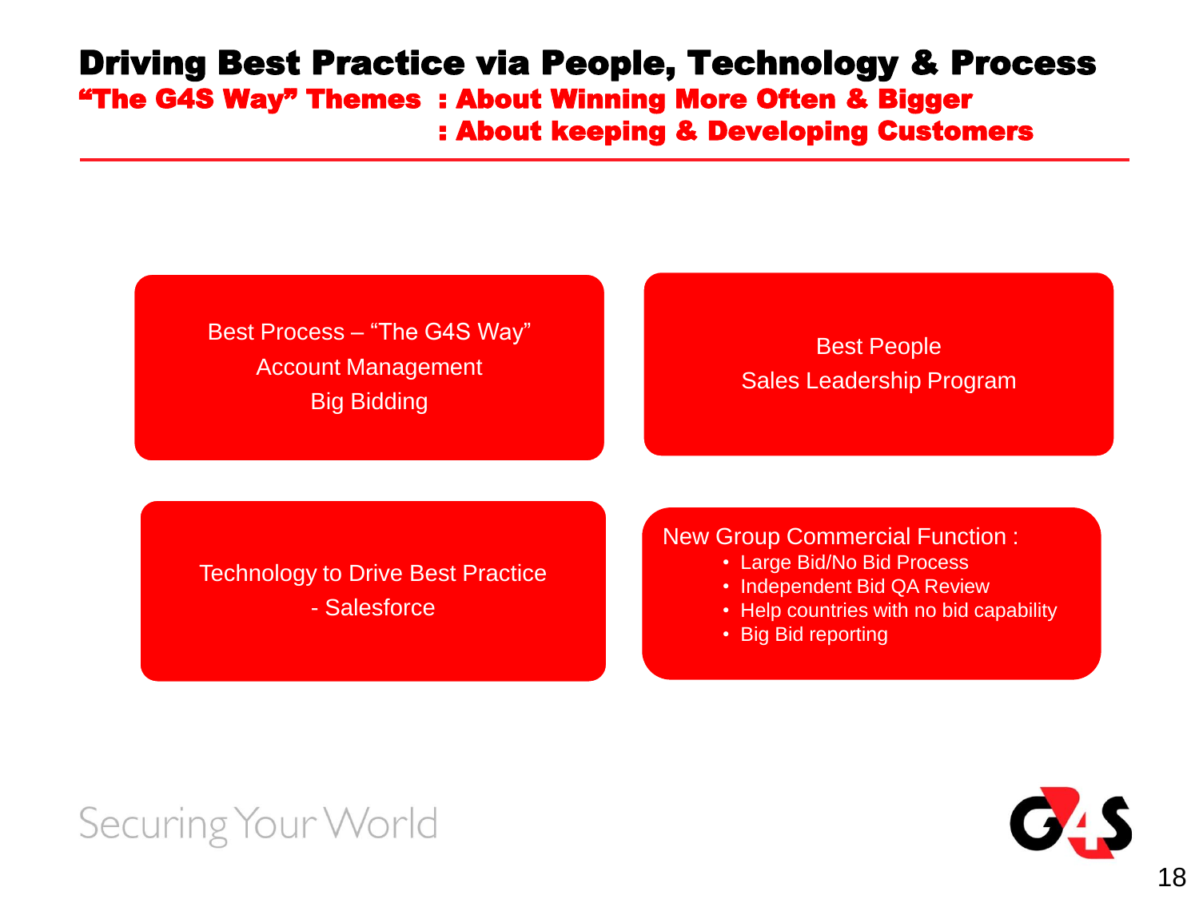# Driving Best Practice via People, Technology & Process

**"The G4S Way" Themes : About Winning More Often & Bigger**
**: About keeping & Developing Customers**

Best Process – "The G4S Way"
Account Management
Big Bidding

Best People
Sales Leadership Program

Technology to Drive Best Practice
- Salesforce

New Group Commercial Function :

- Large Bid/No Bid Process
- Independent Bid QA Review
- Help countries with no bid capability
- Big Bid reporting

Securing Your World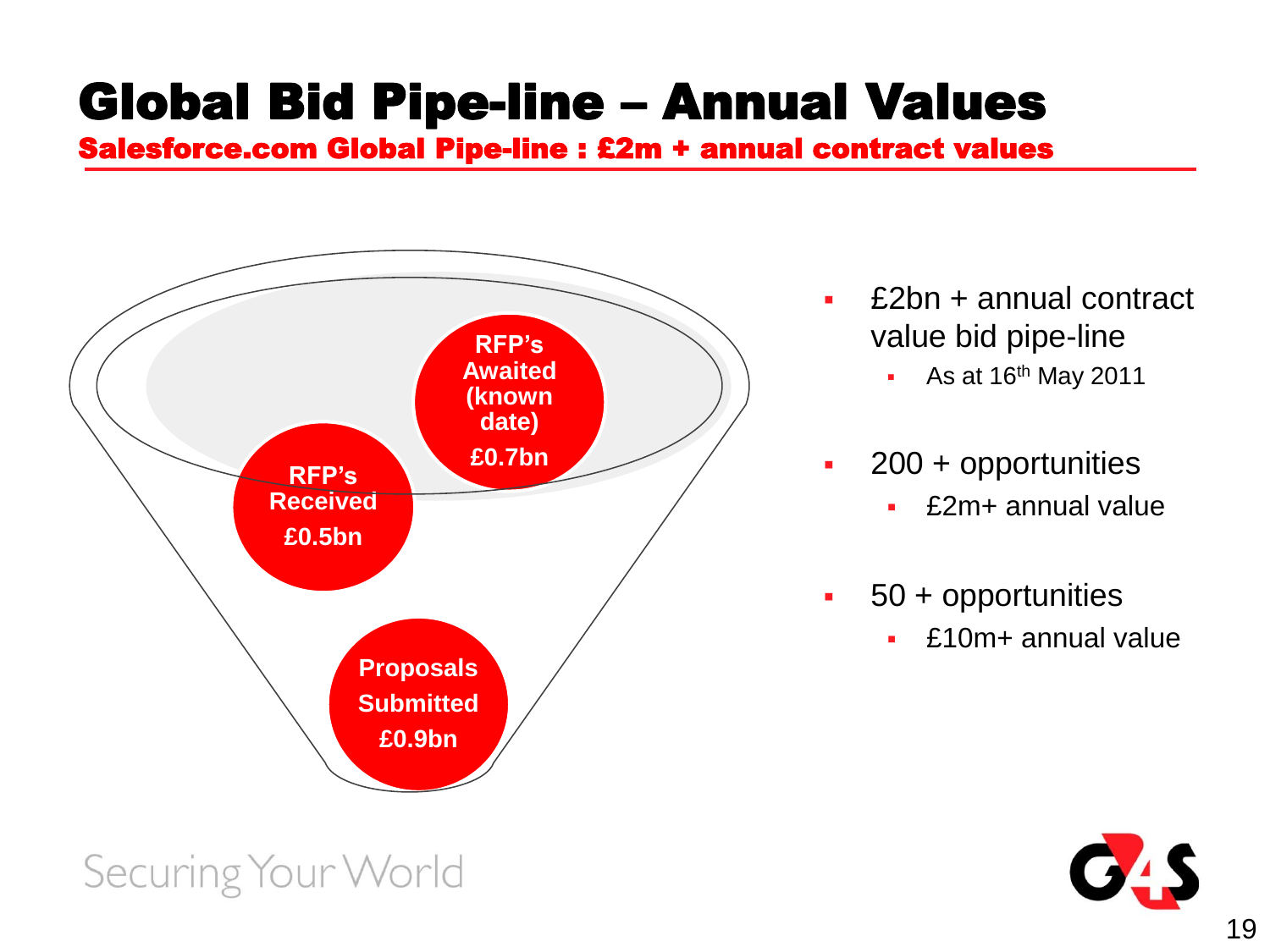# Global Bid Pipe-line – Annual Values

## Salesforce.com Global Pipe-line : £2m + annual contract values

RFP's Awaited (known date) £0.7bn

RFP's Received £0.5bn

Proposals Submitted £0.9bn

- £2bn + annual contract value bid pipe-line
  - As at 16th May 2011
- 200 + opportunities
  - £2m+ annual value
- 50 + opportunities
  - £10m+ annual value

Securing Your World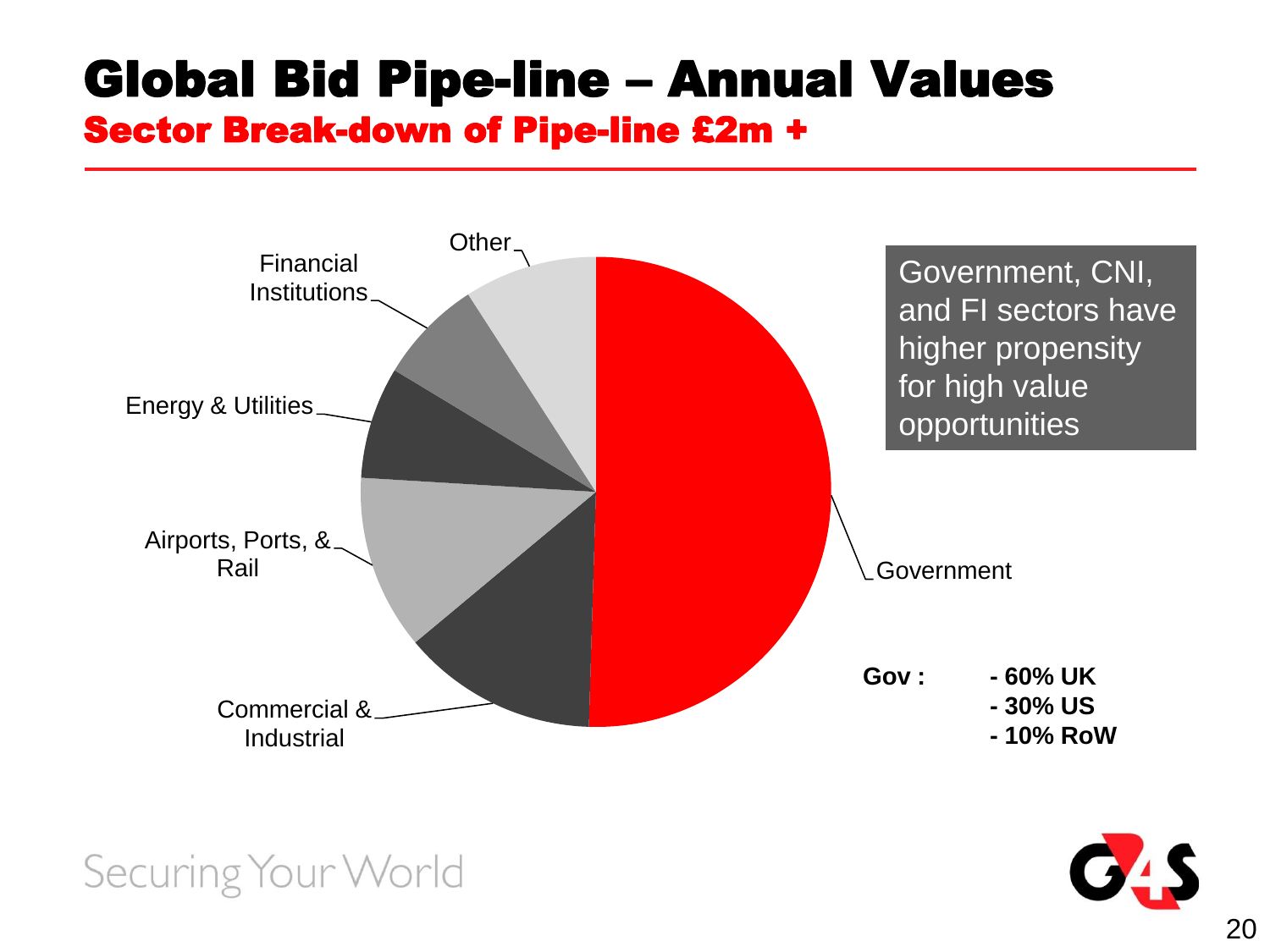# Global Bid Pipe-line – Annual Values

## Sector Break-down of Pipe-line £2m +

Other

Financial Institutions

Energy & Utilities

Airports, Ports, & Rail

Commercial & Industrial

Government

Government, CNI, and FI sectors have higher propensity for high value opportunities

**Gov :**
- **- 60% UK**
- **- 30% US**
- **- 10% RoW**

Securing Your World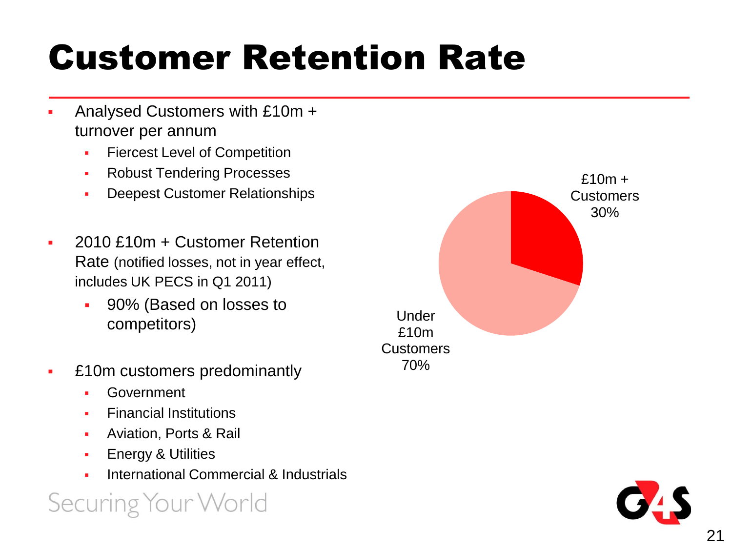# Customer Retention Rate

- Analysed Customers with £10m + turnover per annum
  - Fiercest Level of Competition
  - Robust Tendering Processes
  - Deepest Customer Relationships
- 2010 £10m + Customer Retention Rate (notified losses, not in year effect, includes UK PECS in Q1 2011)
  - 90% (Based on losses to competitors)
- £10m customers predominantly
  - Government
  - Financial Institutions
  - Aviation, Ports & Rail
  - Energy & Utilities
  - International Commercial & Industrials

| Customer segment | Share |
| --- | --- |
| £10m + Customers | 30% |
| Under £10m Customers | 70% |

Securing Your World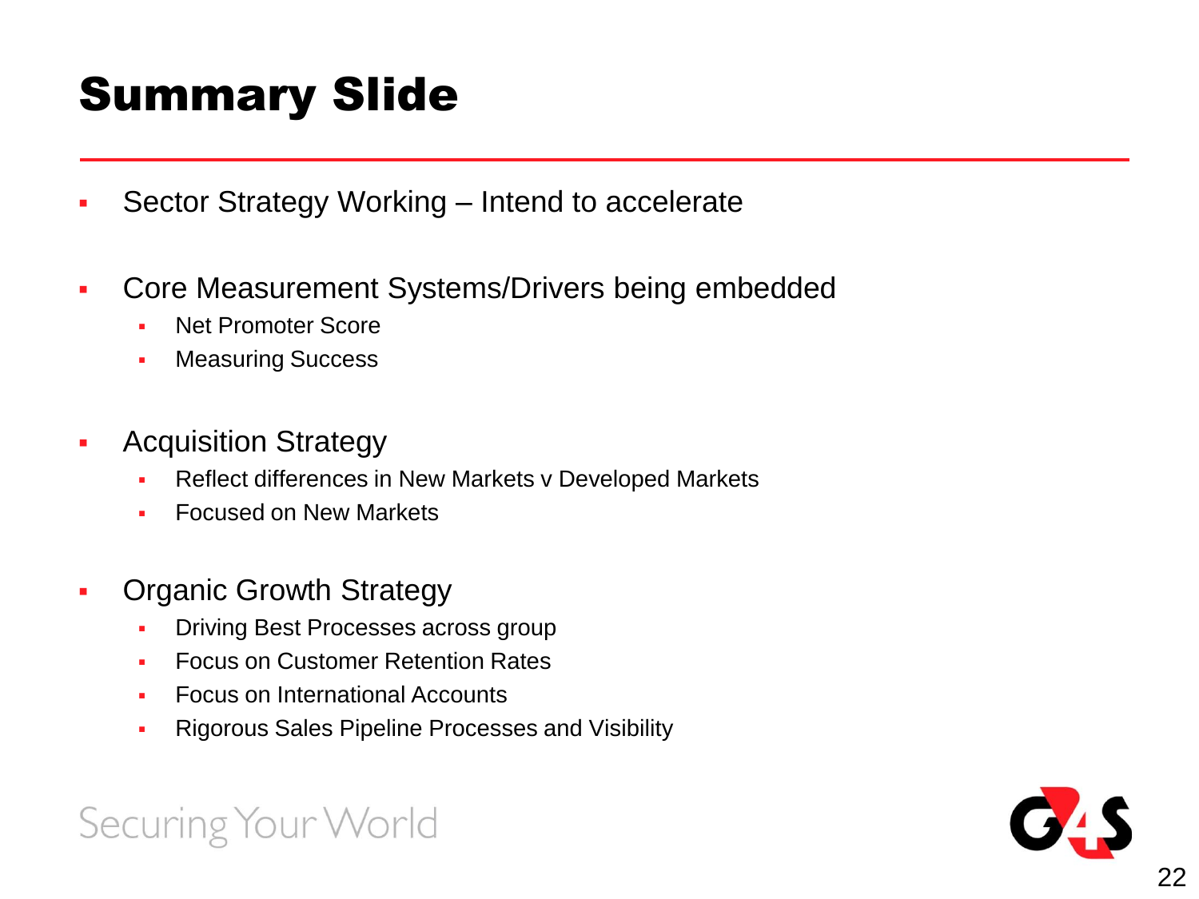# Summary Slide

- Sector Strategy Working – Intend to accelerate
- Core Measurement Systems/Drivers being embedded
  - Net Promoter Score
  - Measuring Success
- Acquisition Strategy
  - Reflect differences in New Markets v Developed Markets
  - Focused on New Markets
- Organic Growth Strategy
  - Driving Best Processes across group
  - Focus on Customer Retention Rates
  - Focus on International Accounts
  - Rigorous Sales Pipeline Processes and Visibility

Securing Your World